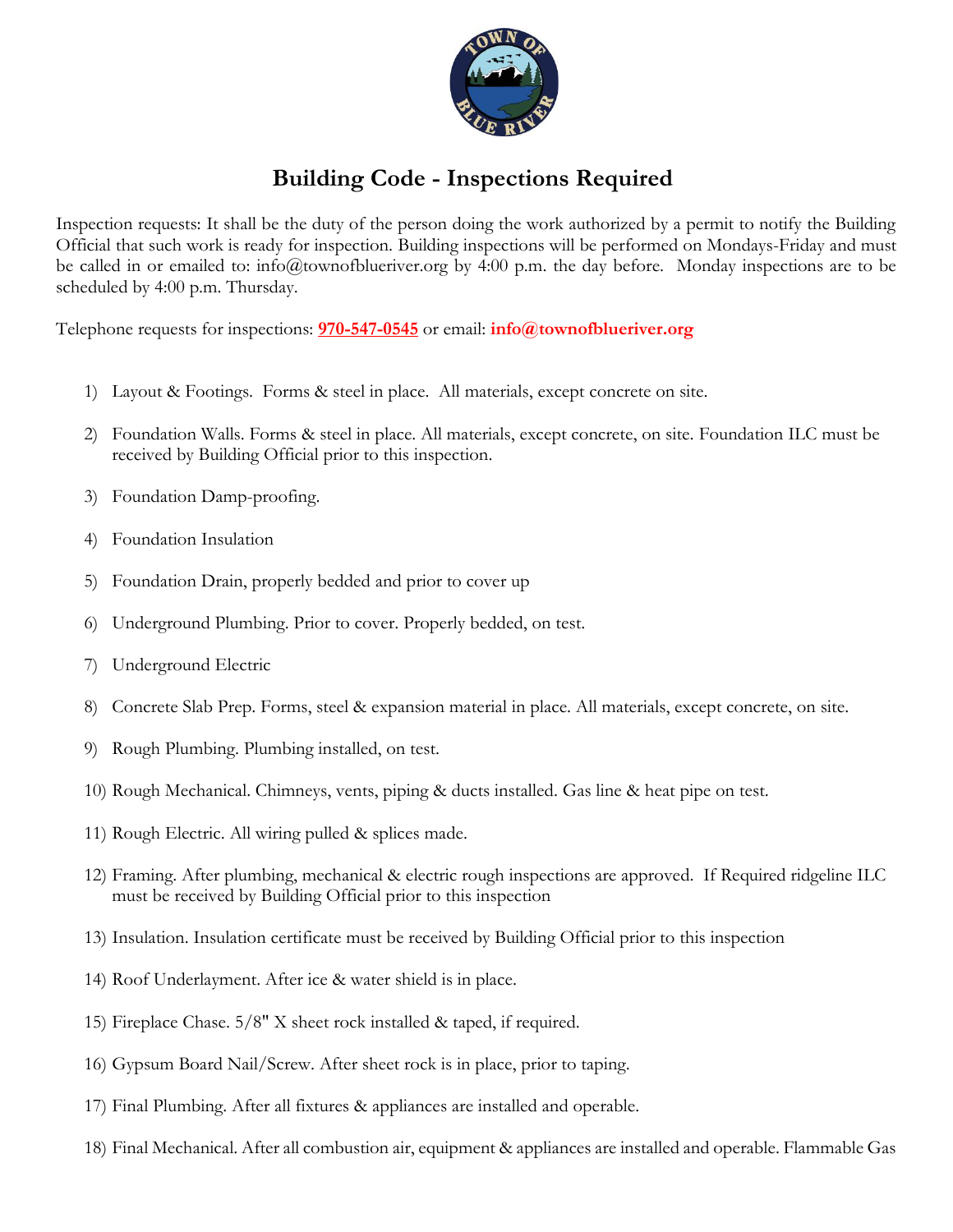# Building Code - Inspections Required

Inspection requests: It shall be the duty of the person doing the work authorized by a permit to notify the Building Official that such work is ready for inspection. Building inspections will be performed on Mondays-Friday and must be called in or emailed to: info@townofblueriver.org by 4:00 p.m. the day before. Monday inspections are to be scheduled by 4:00 p.m. Thursday.

Telephone requests for inspections: **970-547-0545** or email: **info@townofblueriver.org**

1) Layout & Footings. Forms & steel in place. All materials, except concrete on site.
2) Foundation Walls. Forms & steel in place. All materials, except concrete, on site. Foundation ILC must be received by Building Official prior to this inspection.
3) Foundation Damp-proofing.
4) Foundation Insulation
5) Foundation Drain, properly bedded and prior to cover up
6) Underground Plumbing. Prior to cover. Properly bedded, on test.
7) Underground Electric
8) Concrete Slab Prep. Forms, steel & expansion material in place. All materials, except concrete, on site.
9) Rough Plumbing. Plumbing installed, on test.
10) Rough Mechanical. Chimneys, vents, piping & ducts installed. Gas line & heat pipe on test.
11) Rough Electric. All wiring pulled & splices made.
12) Framing. After plumbing, mechanical & electric rough inspections are approved. If Required ridgeline ILC must be received by Building Official prior to this inspection
13) Insulation. Insulation certificate must be received by Building Official prior to this inspection
14) Roof Underlayment. After ice & water shield is in place.
15) Fireplace Chase. 5/8" X sheet rock installed & taped, if required.
16) Gypsum Board Nail/Screw. After sheet rock is in place, prior to taping.
17) Final Plumbing. After all fixtures & appliances are installed and operable.
18) Final Mechanical. After all combustion air, equipment & appliances are installed and operable. Flammable Gas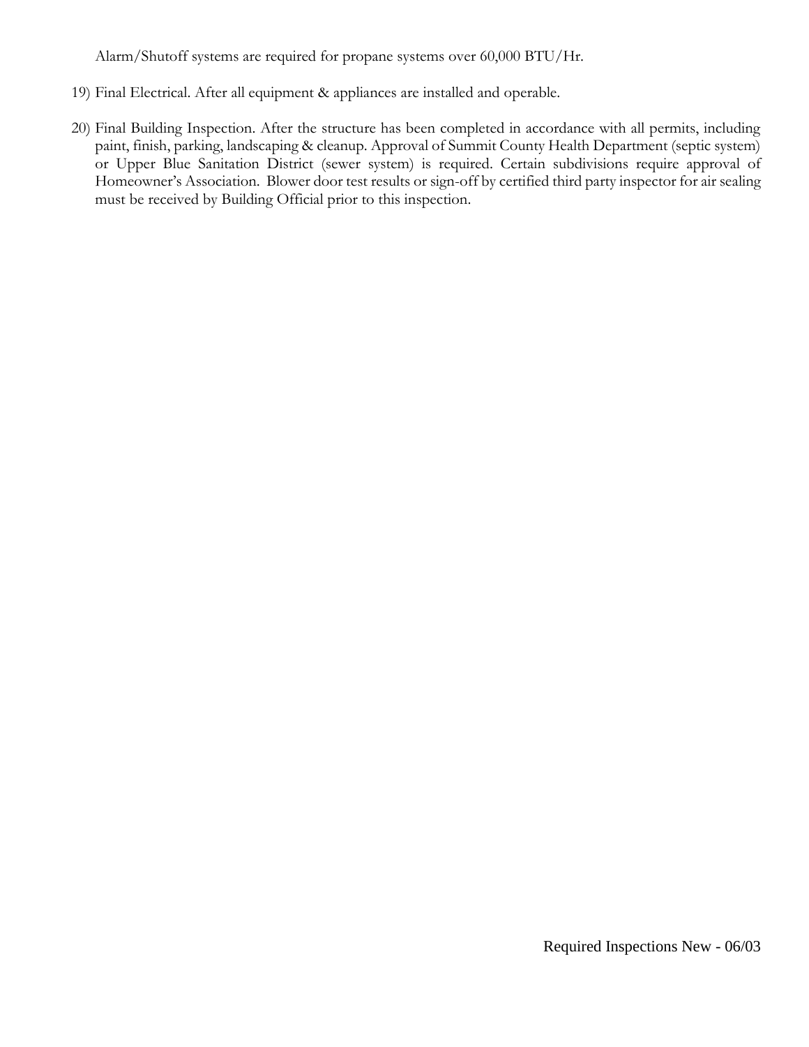Alarm/Shutoff systems are required for propane systems over 60,000 BTU/Hr.

19) Final Electrical. After all equipment & appliances are installed and operable.

20) Final Building Inspection. After the structure has been completed in accordance with all permits, including paint, finish, parking, landscaping & cleanup. Approval of Summit County Health Department (septic system) or Upper Blue Sanitation District (sewer system) is required. Certain subdivisions require approval of Homeowner's Association. Blower door test results or sign-off by certified third party inspector for air sealing must be received by Building Official prior to this inspection.

Required Inspections New - 06/03